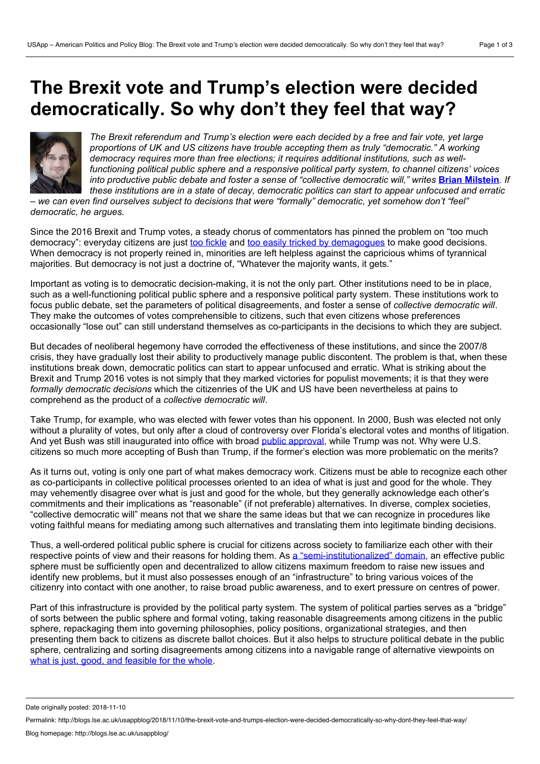# The Brexit vote and Trump's election were decided democratically. So why don't they feel that way?

*The Brexit referendum and Trump's election were each decided by a free and fair vote, yet large proportions of UK and US citizens have trouble accepting them as truly "democratic." A working democracy requires more than free elections; it requires additional institutions, such as well-functioning political public sphere and a responsive political party system, to channel citizens' voices into productive public debate and foster a sense of "collective democratic will," writes* **Brian Milstein**. *If these institutions are in a state of decay, democratic politics can start to appear unfocused and erratic – we can even find ourselves subject to decisions that were "formally" democratic, yet somehow don't "feel" democratic, he argues.*

Since the 2016 Brexit and Trump votes, a steady chorus of commentators has pinned the problem on "too much democracy": everyday citizens are just too fickle and too easily tricked by demagogues to make good decisions. When democracy is not properly reined in, minorities are left helpless against the capricious whims of tyrannical majorities. But democracy is not just a doctrine of, "Whatever the majority wants, it gets."

Important as voting is to democratic decision-making, it is not the only part. Other institutions need to be in place, such as a well-functioning political public sphere and a responsive political party system. These institutions work to focus public debate, set the parameters of political disagreements, and foster a sense of *collective democratic will*. They make the outcomes of votes comprehensible to citizens, such that even citizens whose preferences occasionally "lose out" can still understand themselves as co-participants in the decisions to which they are subject.

But decades of neoliberal hegemony have corroded the effectiveness of these institutions, and since the 2007/8 crisis, they have gradually lost their ability to productively manage public discontent. The problem is that, when these institutions break down, democratic politics can start to appear unfocused and erratic. What is striking about the Brexit and Trump 2016 votes is not simply that they marked victories for populist movements; it is that they were *formally democratic decisions* which the citizenries of the UK and US have been nevertheless at pains to comprehend as the product of a *collective democratic will*.

Take Trump, for example, who was elected with fewer votes than his opponent. In 2000, Bush was elected not only without a plurality of votes, but only after a cloud of controversy over Florida's electoral votes and months of litigation. And yet Bush was still inaugurated into office with broad public approval, while Trump was not. Why were U.S. citizens so much more accepting of Bush than Trump, if the former's election was more problematic on the merits?

As it turns out, voting is only one part of what makes democracy work. Citizens must be able to recognize each other as co-participants in collective political processes oriented to an idea of what is just and good for the whole. They may vehemently disagree over what is just and good for the whole, but they generally acknowledge each other's commitments and their implications as "reasonable" (if not preferable) alternatives. In diverse, complex societies, "collective democratic will" means not that we share the same ideas but that we can recognize in procedures like voting faithful means for mediating among such alternatives and translating them into legitimate binding decisions.

Thus, a well-ordered political public sphere is crucial for citizens across society to familiarize each other with their respective points of view and their reasons for holding them. As a "semi-institutionalized" domain, an effective public sphere must be sufficiently open and decentralized to allow citizens maximum freedom to raise new issues and identify new problems, but it must also possesses enough of an "infrastructure" to bring various voices of the citizenry into contact with one another, to raise broad public awareness, and to exert pressure on centres of power.

Part of this infrastructure is provided by the political party system. The system of political parties serves as a "bridge" of sorts between the public sphere and formal voting, taking reasonable disagreements among citizens in the public sphere, repackaging them into governing philosophies, policy positions, organizational strategies, and then presenting them back to citizens as discrete ballot choices. But it also helps to structure political debate in the public sphere, centralizing and sorting disagreements among citizens into a navigable range of alternative viewpoints on what is just, good, and feasible for the whole.

Date originally posted: 2018-11-10

Permalink: http://blogs.lse.ac.uk/usappblog/2018/11/10/the-brexit-vote-and-trumps-election-were-decided-democratically-so-why-dont-they-feel-that-way/

Blog homepage: http://blogs.lse.ac.uk/usappblog/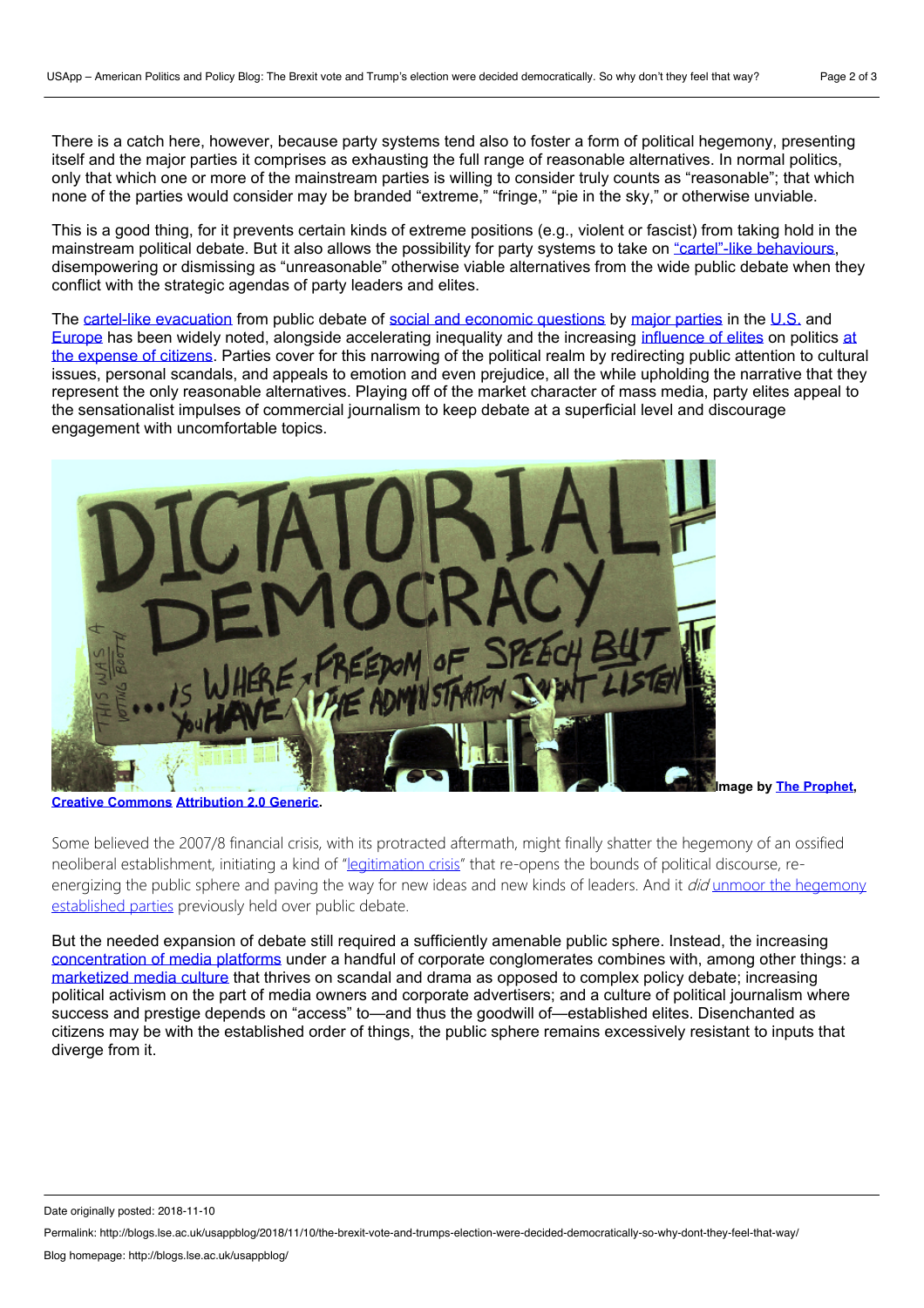There is a catch here, however, because party systems tend also to foster a form of political hegemony, presenting itself and the major parties it comprises as exhausting the full range of reasonable alternatives. In normal politics, only that which one or more of the mainstream parties is willing to consider truly counts as "reasonable"; that which none of the parties would consider may be branded "extreme," "fringe," "pie in the sky," or otherwise unviable.

This is a good thing, for it prevents certain kinds of extreme positions (e.g., violent or fascist) from taking hold in the mainstream political debate. But it also allows the possibility for party systems to take on "cartel"-like behaviours, disempowering or dismissing as "unreasonable" otherwise viable alternatives from the wide public debate when they conflict with the strategic agendas of party leaders and elites.

The cartel-like evacuation from public debate of social and economic questions by major parties in the U.S. and Europe has been widely noted, alongside accelerating inequality and the increasing influence of elites on politics at the expense of citizens. Parties cover for this narrowing of the political realm by redirecting public attention to cultural issues, personal scandals, and appeals to emotion and even prejudice, all the while upholding the narrative that they represent the only reasonable alternatives. Playing off of the market character of mass media, party elites appeal to the sensationalist impulses of commercial journalism to keep debate at a superficial level and discourage engagement with uncomfortable topics.

**Image by The Prophet, Creative Commons Attribution 2.0 Generic.**

Some believed the 2007/8 financial crisis, with its protracted aftermath, might finally shatter the hegemony of an ossified neoliberal establishment, initiating a kind of "legitimation crisis" that re-opens the bounds of political discourse, re-energizing the public sphere and paving the way for new ideas and new kinds of leaders. And it *did* unmoor the hegemony established parties previously held over public debate.

But the needed expansion of debate still required a sufficiently amenable public sphere. Instead, the increasing concentration of media platforms under a handful of corporate conglomerates combines with, among other things: a marketized media culture that thrives on scandal and drama as opposed to complex policy debate; increasing political activism on the part of media owners and corporate advertisers; and a culture of political journalism where success and prestige depends on "access" to—and thus the goodwill of—established elites. Disenchanted as citizens may be with the established order of things, the public sphere remains excessively resistant to inputs that diverge from it.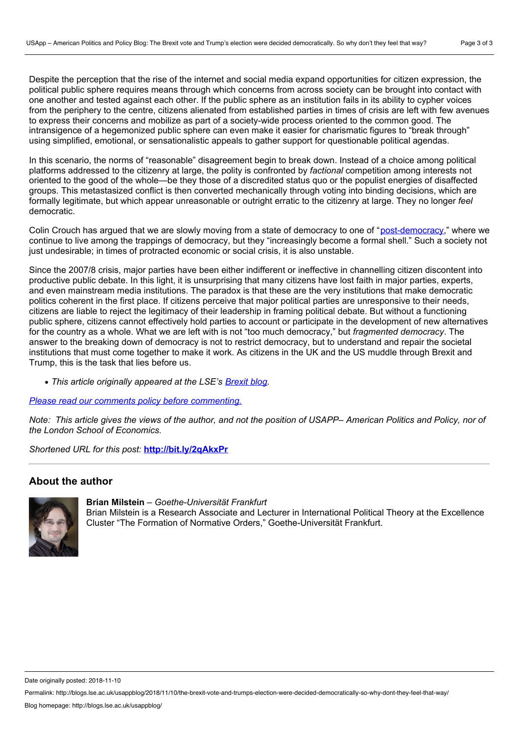Despite the perception that the rise of the internet and social media expand opportunities for citizen expression, the political public sphere requires means through which concerns from across society can be brought into contact with one another and tested against each other. If the public sphere as an institution fails in its ability to cypher voices from the periphery to the centre, citizens alienated from established parties in times of crisis are left with few avenues to express their concerns and mobilize as part of a society-wide process oriented to the common good. The intransigence of a hegemonized public sphere can even make it easier for charismatic figures to "break through" using simplified, emotional, or sensationalistic appeals to gather support for questionable political agendas.

In this scenario, the norms of "reasonable" disagreement begin to break down. Instead of a choice among political platforms addressed to the citizenry at large, the polity is confronted by *factional* competition among interests not oriented to the good of the whole—be they those of a discredited status quo or the populist energies of disaffected groups. This metastasized conflict is then converted mechanically through voting into binding decisions, which are formally legitimate, but which appear unreasonable or outright erratic to the citizenry at large. They no longer *feel* democratic.

Colin Crouch has argued that we are slowly moving from a state of democracy to one of "[post-democracy](#)," where we continue to live among the trappings of democracy, but they "increasingly become a formal shell." Such a society not just undesirable; in times of protracted economic or social crisis, it is also unstable.

Since the 2007/8 crisis, major parties have been either indifferent or ineffective in channelling citizen discontent into productive public debate. In this light, it is unsurprising that many citizens have lost faith in major parties, experts, and even mainstream media institutions. The paradox is that these are the very institutions that make democratic politics coherent in the first place. If citizens perceive that major political parties are unresponsive to their needs, citizens are liable to reject the legitimacy of their leadership in framing political debate. But without a functioning public sphere, citizens cannot effectively hold parties to account or participate in the development of new alternatives for the country as a whole. What we are left with is not "too much democracy," but *fragmented democracy*. The answer to the breaking down of democracy is not to restrict democracy, but to understand and repair the societal institutions that must come together to make it work. As citizens in the UK and the US muddle through Brexit and Trump, this is the task that lies before us.

- *This article originally appeared at the LSE's [Brexit blog](#).*

*[Please read our comments policy before commenting.](#)*

*Note: This article gives the views of the author, and not the position of USAPP– American Politics and Policy, nor of the London School of Economics.*

*Shortened URL for this post:* **http://bit.ly/2qAkxPr**

## About the author

**Brian Milstein** – *Goethe-Universität Frankfurt*
Brian Milstein is a Research Associate and Lecturer in International Political Theory at the Excellence Cluster "The Formation of Normative Orders," Goethe-Universität Frankfurt.

Date originally posted: 2018-11-10

Permalink: http://blogs.lse.ac.uk/usappblog/2018/11/10/the-brexit-vote-and-trumps-election-were-decided-democratically-so-why-dont-they-feel-that-way/

Blog homepage: http://blogs.lse.ac.uk/usappblog/